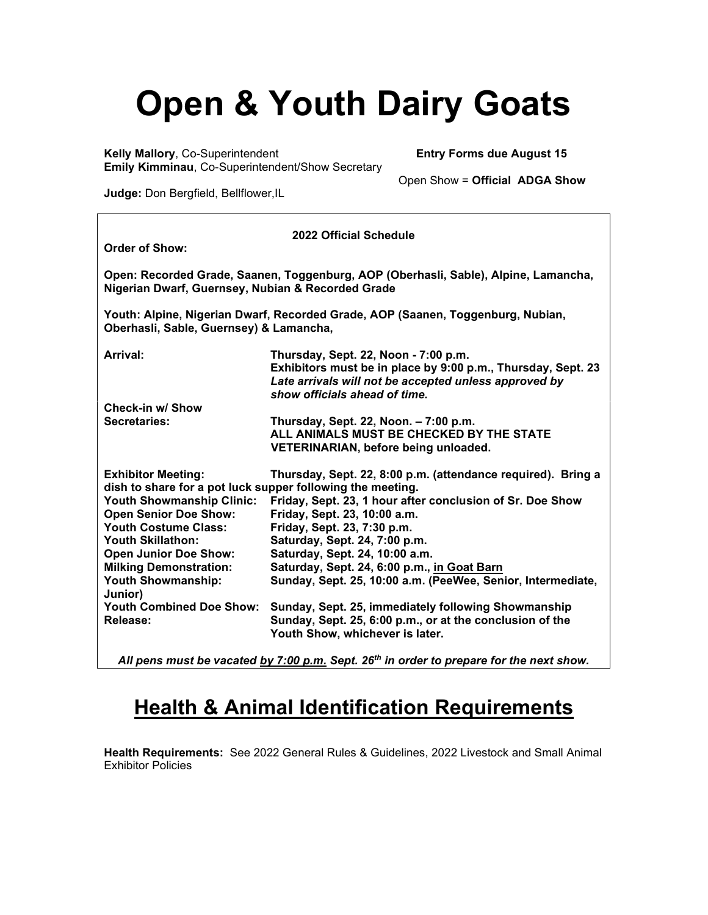# Open & Youth Dairy Goats

**Kelly Mallory**, Co-Superintendent
**Emily Kimminau**, Co-Superintendent/Show Secretary

**Entry Forms due August 15**

Open Show = **Official ADGA Show**

**Judge:** Don Bergfield, Bellflower,IL

**2022 Official Schedule**

**Order of Show:**

**Open: Recorded Grade, Saanen, Toggenburg, AOP (Oberhasli, Sable), Alpine, Lamancha, Nigerian Dwarf, Guernsey, Nubian & Recorded Grade**

**Youth: Alpine, Nigerian Dwarf, Recorded Grade, AOP (Saanen, Toggenburg, Nubian, Oberhasli, Sable, Guernsey) & Lamancha,**

| | |
|---|---|
| **Arrival:** | **Thursday, Sept. 22, Noon - 7:00 p.m.** <br> **Exhibitors must be in place by 9:00 p.m., Thursday, Sept. 23** <br> ***Late arrivals will not be accepted unless approved by show officials ahead of time.*** |
| **Check-in w/ Show Secretaries:** | **Thursday, Sept. 22, Noon. – 7:00 p.m.** <br> **ALL ANIMALS MUST BE CHECKED BY THE STATE VETERINARIAN, before being unloaded.** |
| **Exhibitor Meeting:** | **Thursday, Sept. 22, 8:00 p.m. (attendance required). Bring a dish to share for a pot luck supper following the meeting.** |
| **Youth Showmanship Clinic:** | **Friday, Sept. 23, 1 hour after conclusion of Sr. Doe Show** |
| **Open Senior Doe Show:** | **Friday, Sept. 23, 10:00 a.m.** |
| **Youth Costume Class:** | **Friday, Sept. 23, 7:30 p.m.** |
| **Youth Skillathon:** | **Saturday, Sept. 24, 7:00 p.m.** |
| **Open Junior Doe Show:** | **Saturday, Sept. 24, 10:00 a.m.** |
| **Milking Demonstration:** | **Saturday, Sept. 24, 6:00 p.m., <u>in Goat Barn</u>** |
| **Youth Showmanship:** | **Sunday, Sept. 25, 10:00 a.m. (PeeWee, Senior, Intermediate, Junior)** |
| **Youth Combined Doe Show:** | **Sunday, Sept. 25, immediately following Showmanship** |
| **Release:** | **Sunday, Sept. 25, 6:00 p.m., or at the conclusion of the Youth Show, whichever is later.** |

***All pens must be vacated <u>by 7:00 p.m.</u> Sept. 26th in order to prepare for the next show.***

## <u>Health & Animal Identification Requirements</u>

**Health Requirements:** See 2022 General Rules & Guidelines, 2022 Livestock and Small Animal Exhibitor Policies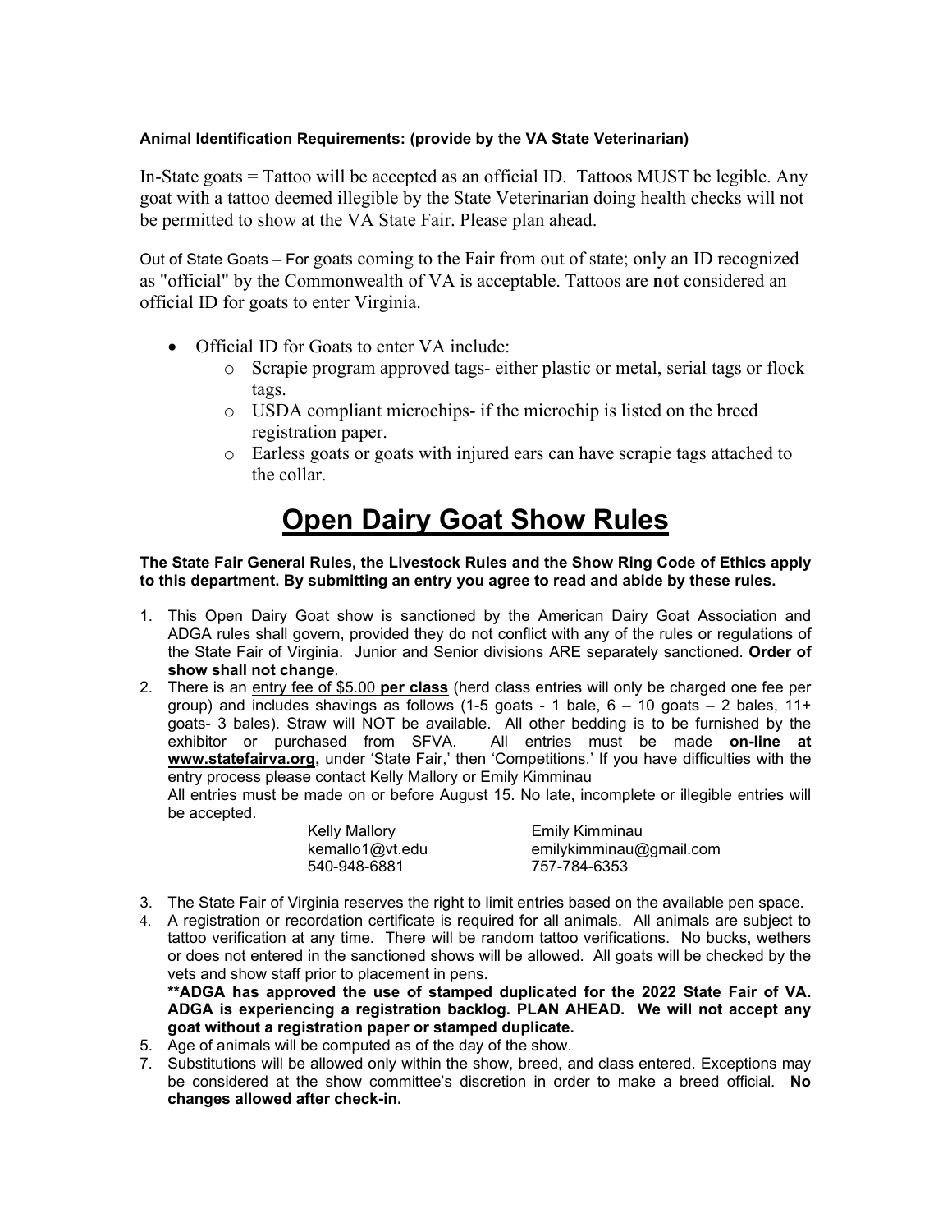**Animal Identification Requirements: (provide by the VA State Veterinarian)**

In-State goats = Tattoo will be accepted as an official ID. Tattoos MUST be legible. Any goat with a tattoo deemed illegible by the State Veterinarian doing health checks will not be permitted to show at the VA State Fair. Please plan ahead.

Out of State Goats – For goats coming to the Fair from out of state; only an ID recognized as "official" by the Commonwealth of VA is acceptable. Tattoos are **not** considered an official ID for goats to enter Virginia.

- Official ID for Goats to enter VA include:
  - Scrapie program approved tags- either plastic or metal, serial tags or flock tags.
  - USDA compliant microchips- if the microchip is listed on the breed registration paper.
  - Earless goats or goats with injured ears can have scrapie tags attached to the collar.

# Open Dairy Goat Show Rules

**The State Fair General Rules, the Livestock Rules and the Show Ring Code of Ethics apply to this department. By submitting an entry you agree to read and abide by these rules.**

1. This Open Dairy Goat show is sanctioned by the American Dairy Goat Association and ADGA rules shall govern, provided they do not conflict with any of the rules or regulations of the State Fair of Virginia. Junior and Senior divisions ARE separately sanctioned. **Order of show shall not change**.
2. There is an entry fee of $5.00 **per class** (herd class entries will only be charged one fee per group) and includes shavings as follows (1-5 goats - 1 bale, 6 – 10 goats – 2 bales, 11+ goats- 3 bales). Straw will NOT be available. All other bedding is to be furnished by the exhibitor or purchased from SFVA. All entries must be made **on-line at www.statefairva.org,** under 'State Fair,' then 'Competitions.' If you have difficulties with the entry process please contact Kelly Mallory or Emily Kimminau

   All entries must be made on or before August 15. No late, incomplete or illegible entries will be accepted.

   | Kelly Mallory | Emily Kimminau |
   |---|---|
   | kemallo1@vt.edu | emilykimminau@gmail.com |
   | 540-948-6881 | 757-784-6353 |

3. The State Fair of Virginia reserves the right to limit entries based on the available pen space.
4. A registration or recordation certificate is required for all animals. All animals are subject to tattoo verification at any time. There will be random tattoo verifications. No bucks, wethers or does not entered in the sanctioned shows will be allowed. All goats will be checked by the vets and show staff prior to placement in pens.

   **\*\*ADGA has approved the use of stamped duplicated for the 2022 State Fair of VA. ADGA is experiencing a registration backlog. PLAN AHEAD. We will not accept any goat without a registration paper or stamped duplicate.**
5. Age of animals will be computed as of the day of the show.
7. Substitutions will be allowed only within the show, breed, and class entered. Exceptions may be considered at the show committee's discretion in order to make a breed official. **No changes allowed after check-in.**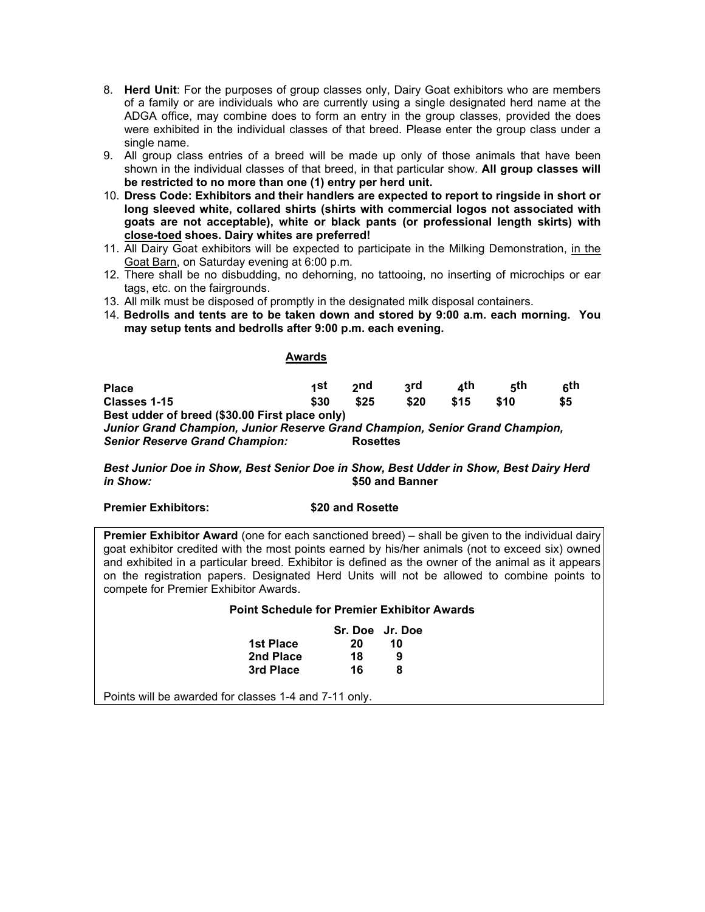8. **Herd Unit**: For the purposes of group classes only, Dairy Goat exhibitors who are members of a family or are individuals who are currently using a single designated herd name at the ADGA office, may combine does to form an entry in the group classes, provided the does were exhibited in the individual classes of that breed. Please enter the group class under a single name.
9. All group class entries of a breed will be made up only of those animals that have been shown in the individual classes of that breed, in that particular show. **All group classes will be restricted to no more than one (1) entry per herd unit.**
10. **Dress Code: Exhibitors and their handlers are expected to report to ringside in short or long sleeved white, collared shirts (shirts with commercial logos not associated with goats are not acceptable), white or black pants (or professional length skirts) with <u>close-toed</u> shoes. Dairy whites are preferred!**
11. All Dairy Goat exhibitors will be expected to participate in the Milking Demonstration, <u>in the Goat Barn</u>, on Saturday evening at 6:00 p.m.
12. There shall be no disbudding, no dehorning, no tattooing, no inserting of microchips or ear tags, etc. on the fairgrounds.
13. All milk must be disposed of promptly in the designated milk disposal containers.
14. **Bedrolls and tents are to be taken down and stored by 9:00 a.m. each morning. You may setup tents and bedrolls after 9:00 p.m. each evening.**

## Awards

| Place | 1st | 2nd | 3rd | 4th | 5th | 6th |
|---|---|---|---|---|---|---|
| **Classes 1-15** | **$30** | **$25** | **$20** | **$15** | **$10** | **$5** |

**Best udder of breed ($30.00 First place only)**

***Junior Grand Champion, Junior Reserve Grand Champion, Senior Grand Champion, Senior Reserve Grand Champion:*** **Rosettes**

***Best Junior Doe in Show, Best Senior Doe in Show, Best Udder in Show, Best Dairy Herd in Show:*** **$50 and Banner**

**Premier Exhibitors:** **$20 and Rosette**

**Premier Exhibitor Award** (one for each sanctioned breed) – shall be given to the individual dairy goat exhibitor credited with the most points earned by his/her animals (not to exceed six) owned and exhibited in a particular breed. Exhibitor is defined as the owner of the animal as it appears on the registration papers. Designated Herd Units will not be allowed to combine points to compete for Premier Exhibitor Awards.

**Point Schedule for Premier Exhibitor Awards**

| | Sr. Doe | Jr. Doe |
|---|---|---|
| **1st Place** | **20** | **10** |
| **2nd Place** | **18** | **9** |
| **3rd Place** | **16** | **8** |

Points will be awarded for classes 1-4 and 7-11 only.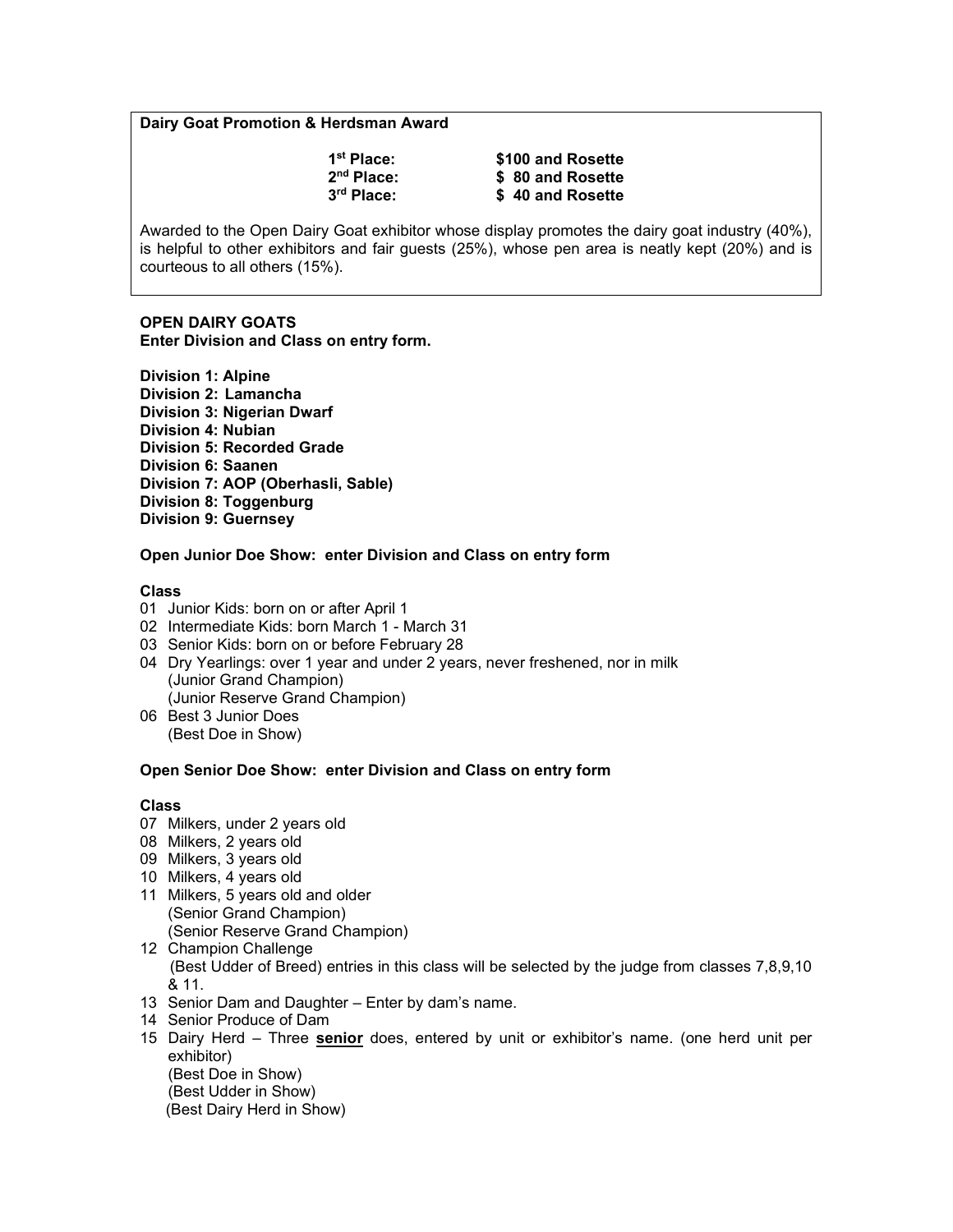**Dairy Goat Promotion & Herdsman Award**

| | |
|---|---|
| **1st Place:** | **$100 and Rosette** |
| **2nd Place:** | **$ 80 and Rosette** |
| **3rd Place:** | **$ 40 and Rosette** |

Awarded to the Open Dairy Goat exhibitor whose display promotes the dairy goat industry (40%), is helpful to other exhibitors and fair guests (25%), whose pen area is neatly kept (20%) and is courteous to all others (15%).

**OPEN DAIRY GOATS**
**Enter Division and Class on entry form.**

**Division 1: Alpine**
**Division 2: Lamancha**
**Division 3: Nigerian Dwarf**
**Division 4: Nubian**
**Division 5: Recorded Grade**
**Division 6: Saanen**
**Division 7: AOP (Oberhasli, Sable)**
**Division 8: Toggenburg**
**Division 9: Guernsey**

**Open Junior Doe Show: enter Division and Class on entry form**

**Class**

01 Junior Kids: born on or after April 1
02 Intermediate Kids: born March 1 - March 31
03 Senior Kids: born on or before February 28
04 Dry Yearlings: over 1 year and under 2 years, never freshened, nor in milk
(Junior Grand Champion)
(Junior Reserve Grand Champion)
06 Best 3 Junior Does
(Best Doe in Show)

**Open Senior Doe Show: enter Division and Class on entry form**

**Class**

07 Milkers, under 2 years old
08 Milkers, 2 years old
09 Milkers, 3 years old
10 Milkers, 4 years old
11 Milkers, 5 years old and older
(Senior Grand Champion)
(Senior Reserve Grand Champion)
12 Champion Challenge
(Best Udder of Breed) entries in this class will be selected by the judge from classes 7,8,9,10 & 11.
13 Senior Dam and Daughter – Enter by dam's name.
14 Senior Produce of Dam
15 Dairy Herd – Three **senior** does, entered by unit or exhibitor's name. (one herd unit per exhibitor)
(Best Doe in Show)
(Best Udder in Show)
(Best Dairy Herd in Show)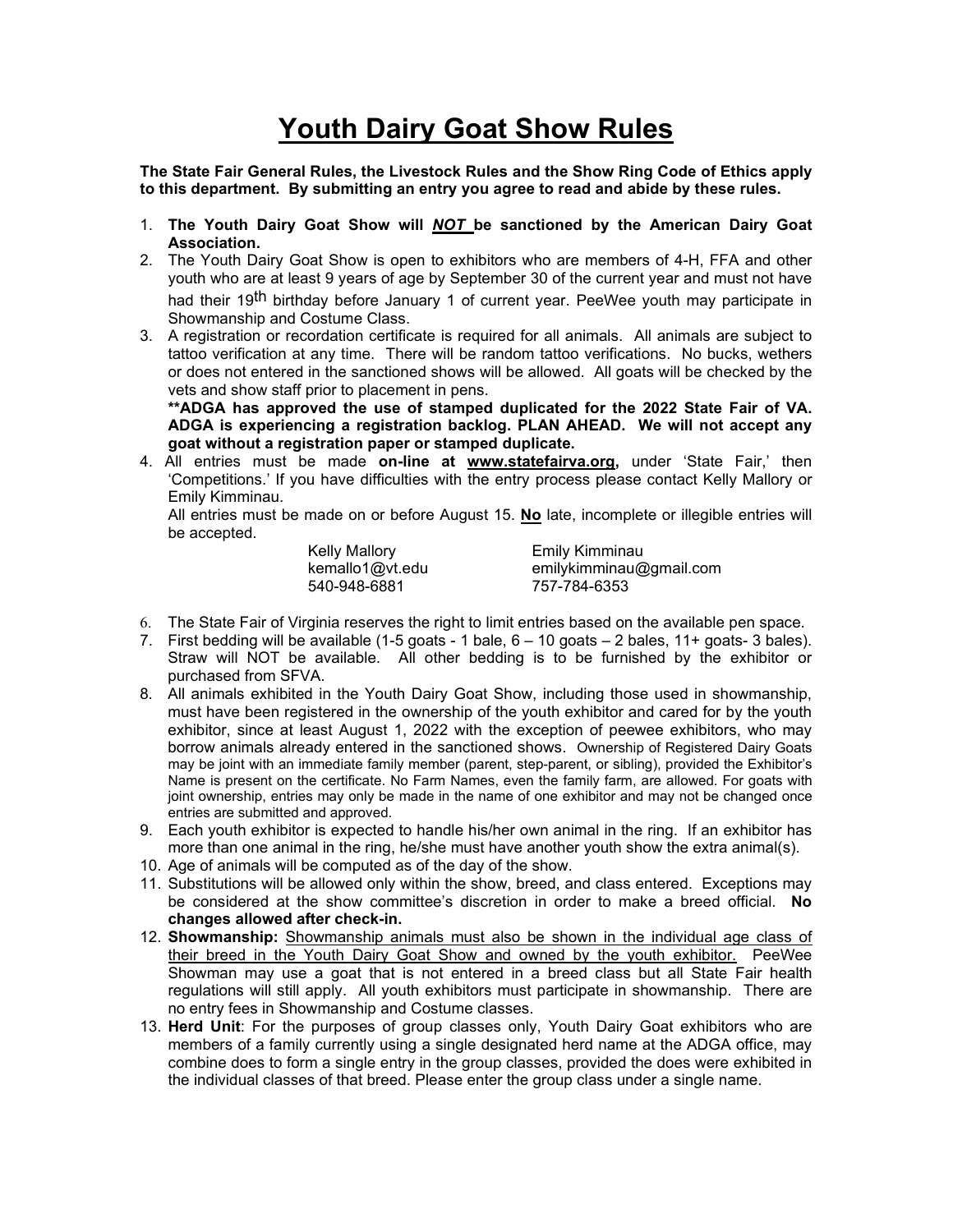# Youth Dairy Goat Show Rules

**The State Fair General Rules, the Livestock Rules and the Show Ring Code of Ethics apply to this department. By submitting an entry you agree to read and abide by these rules.**

1. **The Youth Dairy Goat Show will *NOT* be sanctioned by the American Dairy Goat Association.**
2. The Youth Dairy Goat Show is open to exhibitors who are members of 4-H, FFA and other youth who are at least 9 years of age by September 30 of the current year and must not have had their 19th birthday before January 1 of current year. PeeWee youth may participate in Showmanship and Costume Class.
3. A registration or recordation certificate is required for all animals. All animals are subject to tattoo verification at any time. There will be random tattoo verifications. No bucks, wethers or does not entered in the sanctioned shows will be allowed. All goats will be checked by the vets and show staff prior to placement in pens.
   **\*\*ADGA has approved the use of stamped duplicated for the 2022 State Fair of VA. ADGA is experiencing a registration backlog. PLAN AHEAD. We will not accept any goat without a registration paper or stamped duplicate.**
4. All entries must be made **on-line at www.statefairva.org,** under 'State Fair,' then 'Competitions.' If you have difficulties with the entry process please contact Kelly Mallory or Emily Kimminau.
   All entries must be made on or before August 15. **No** late, incomplete or illegible entries will be accepted.

   | | |
   |---|---|
   | Kelly Mallory | Emily Kimminau |
   | kemallo1@vt.edu | emilykimminau@gmail.com |
   | 540-948-6881 | 757-784-6353 |

6. The State Fair of Virginia reserves the right to limit entries based on the available pen space.
7. First bedding will be available (1-5 goats - 1 bale, 6 – 10 goats – 2 bales, 11+ goats- 3 bales). Straw will NOT be available. All other bedding is to be furnished by the exhibitor or purchased from SFVA.
8. All animals exhibited in the Youth Dairy Goat Show, including those used in showmanship, must have been registered in the ownership of the youth exhibitor and cared for by the youth exhibitor, since at least August 1, 2022 with the exception of peewee exhibitors, who may borrow animals already entered in the sanctioned shows. Ownership of Registered Dairy Goats may be joint with an immediate family member (parent, step-parent, or sibling), provided the Exhibitor's Name is present on the certificate. No Farm Names, even the family farm, are allowed. For goats with joint ownership, entries may only be made in the name of one exhibitor and may not be changed once entries are submitted and approved.
9. Each youth exhibitor is expected to handle his/her own animal in the ring. If an exhibitor has more than one animal in the ring, he/she must have another youth show the extra animal(s).
10. Age of animals will be computed as of the day of the show.
11. Substitutions will be allowed only within the show, breed, and class entered. Exceptions may be considered at the show committee's discretion in order to make a breed official. **No changes allowed after check-in.**
12. **Showmanship:** Showmanship animals must also be shown in the individual age class of their breed in the Youth Dairy Goat Show and owned by the youth exhibitor. PeeWee Showman may use a goat that is not entered in a breed class but all State Fair health regulations will still apply. All youth exhibitors must participate in showmanship. There are no entry fees in Showmanship and Costume classes.
13. **Herd Unit**: For the purposes of group classes only, Youth Dairy Goat exhibitors who are members of a family currently using a single designated herd name at the ADGA office, may combine does to form a single entry in the group classes, provided the does were exhibited in the individual classes of that breed. Please enter the group class under a single name.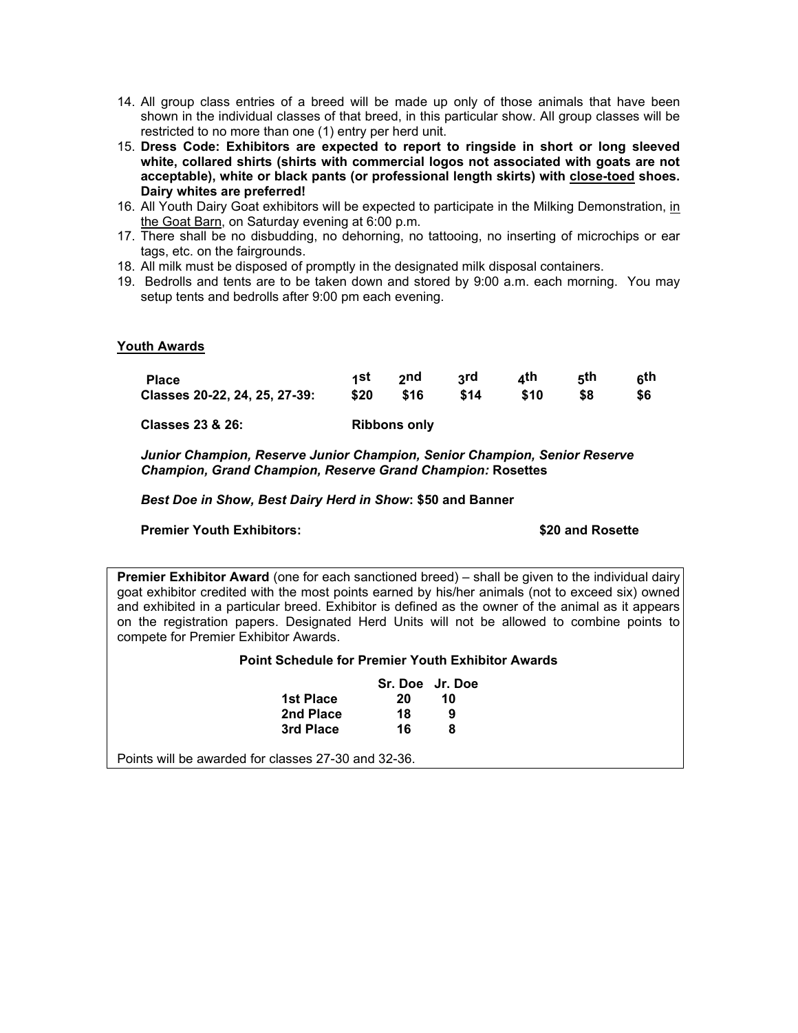14. All group class entries of a breed will be made up only of those animals that have been shown in the individual classes of that breed, in this particular show. All group classes will be restricted to no more than one (1) entry per herd unit.
15. **Dress Code: Exhibitors are expected to report to ringside in short or long sleeved white, collared shirts (shirts with commercial logos not associated with goats are not acceptable), white or black pants (or professional length skirts) with close-toed shoes. Dairy whites are preferred!**
16. All Youth Dairy Goat exhibitors will be expected to participate in the Milking Demonstration, in the Goat Barn, on Saturday evening at 6:00 p.m.
17. There shall be no disbudding, no dehorning, no tattooing, no inserting of microchips or ear tags, etc. on the fairgrounds.
18. All milk must be disposed of promptly in the designated milk disposal containers.
19. Bedrolls and tents are to be taken down and stored by 9:00 a.m. each morning. You may setup tents and bedrolls after 9:00 pm each evening.

## Youth Awards

| Place | 1st | 2nd | 3rd | 4th | 5th | 6th |
|---|---|---|---|---|---|---|
| Classes 20-22, 24, 25, 27-39: | $20 | $16 | $14 | $10 | $8 | $6 |
| Classes 23 & 26: | Ribbons only | | | | | |

***Junior Champion, Reserve Junior Champion, Senior Champion, Senior Reserve Champion, Grand Champion, Reserve Grand Champion:*** **Rosettes**

***Best Doe in Show, Best Dairy Herd in Show*: $50 and Banner**

**Premier Youth Exhibitors: $20 and Rosette**

**Premier Exhibitor Award** (one for each sanctioned breed) – shall be given to the individual dairy goat exhibitor credited with the most points earned by his/her animals (not to exceed six) owned and exhibited in a particular breed. Exhibitor is defined as the owner of the animal as it appears on the registration papers. Designated Herd Units will not be allowed to combine points to compete for Premier Exhibitor Awards.

**Point Schedule for Premier Youth Exhibitor Awards**

| | Sr. Doe | Jr. Doe |
|---|---|---|
| 1st Place | 20 | 10 |
| 2nd Place | 18 | 9 |
| 3rd Place | 16 | 8 |

Points will be awarded for classes 27-30 and 32-36.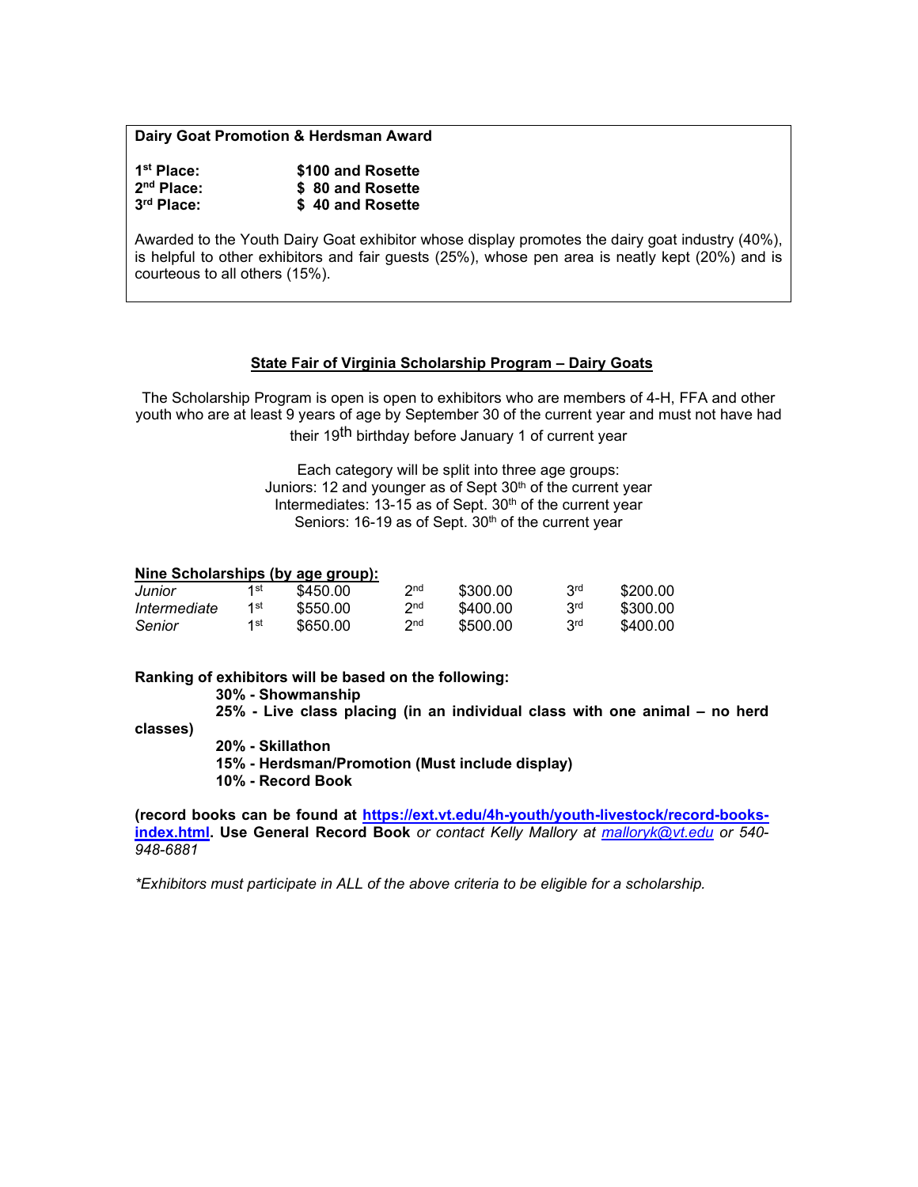**Dairy Goat Promotion & Herdsman Award**

**1st Place: $100 and Rosette**
**2nd Place: $ 80 and Rosette**
**3rd Place: $ 40 and Rosette**

Awarded to the Youth Dairy Goat exhibitor whose display promotes the dairy goat industry (40%), is helpful to other exhibitors and fair guests (25%), whose pen area is neatly kept (20%) and is courteous to all others (15%).

## State Fair of Virginia Scholarship Program – Dairy Goats

The Scholarship Program is open is open to exhibitors who are members of 4-H, FFA and other youth who are at least 9 years of age by September 30 of the current year and must not have had their 19th birthday before January 1 of current year

Each category will be split into three age groups:
Juniors: 12 and younger as of Sept 30th of the current year
Intermediates: 13-15 as of Sept. 30th of the current year
Seniors: 16-19 as of Sept. 30th of the current year

**Nine Scholarships (by age group):**

| | | | | | | |
|---|---|---|---|---|---|---|
| *Junior* | 1st | $450.00 | 2nd | $300.00 | 3rd | $200.00 |
| *Intermediate* | 1st | $550.00 | 2nd | $400.00 | 3rd | $300.00 |
| *Senior* | 1st | $650.00 | 2nd | $500.00 | 3rd | $400.00 |

**Ranking of exhibitors will be based on the following:**

**30% - Showmanship**
**25% - Live class placing (in an individual class with one animal – no herd classes)**
**20% - Skillathon**
**15% - Herdsman/Promotion (Must include display)**
**10% - Record Book**

**(record books can be found at https://ext.vt.edu/4h-youth/youth-livestock/record-books-index.html. Use General Record Book** *or contact Kelly Mallory at malloryk@vt.edu or 540-948-6881*

*\*Exhibitors must participate in ALL of the above criteria to be eligible for a scholarship.*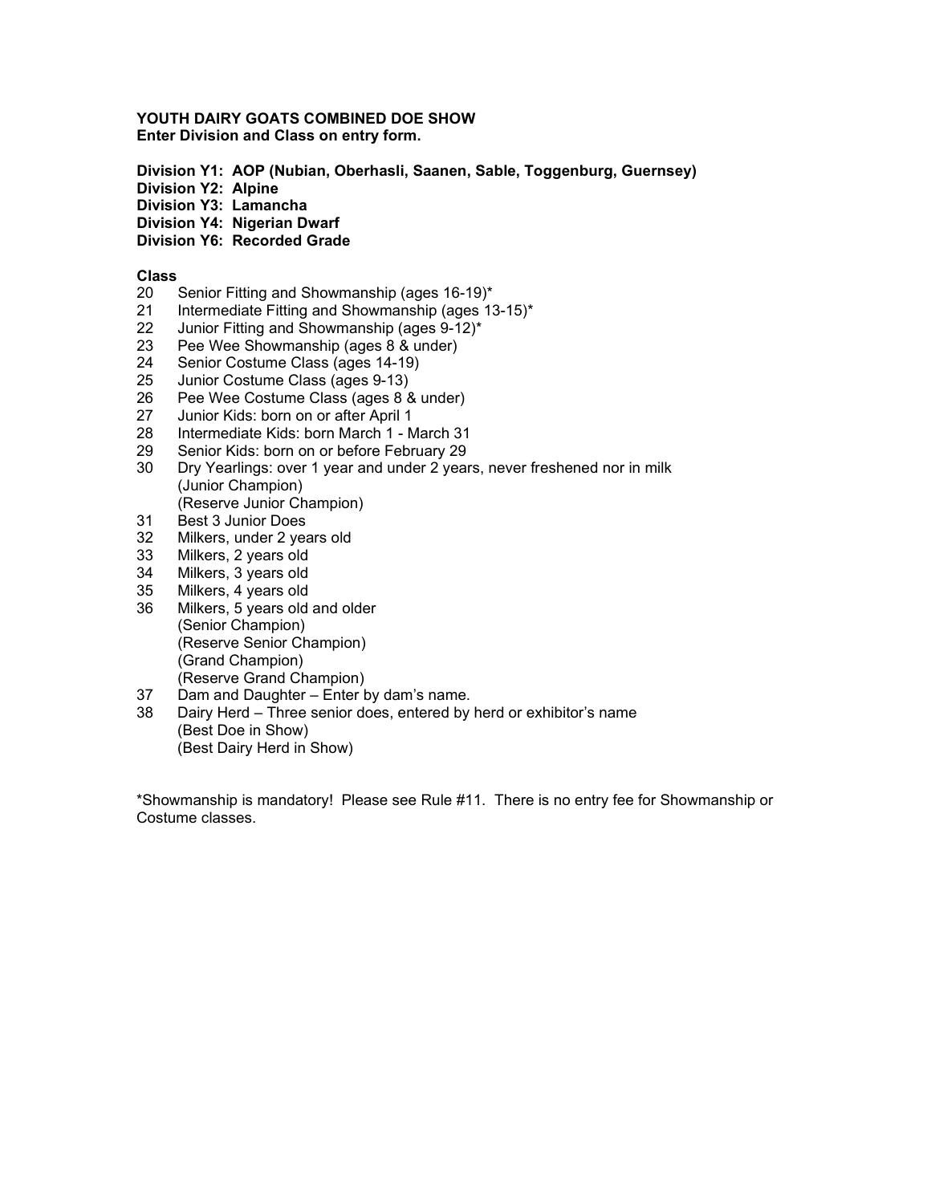**YOUTH DAIRY GOATS COMBINED DOE SHOW**
**Enter Division and Class on entry form.**

**Division Y1: AOP (Nubian, Oberhasli, Saanen, Sable, Toggenburg, Guernsey)**
**Division Y2: Alpine**
**Division Y3: Lamancha**
**Division Y4: Nigerian Dwarf**
**Division Y6: Recorded Grade**

**Class**

20 Senior Fitting and Showmanship (ages 16-19)*
21 Intermediate Fitting and Showmanship (ages 13-15)*
22 Junior Fitting and Showmanship (ages 9-12)*
23 Pee Wee Showmanship (ages 8 & under)
24 Senior Costume Class (ages 14-19)
25 Junior Costume Class (ages 9-13)
26 Pee Wee Costume Class (ages 8 & under)
27 Junior Kids: born on or after April 1
28 Intermediate Kids: born March 1 - March 31
29 Senior Kids: born on or before February 29
30 Dry Yearlings: over 1 year and under 2 years, never freshened nor in milk
(Junior Champion)
(Reserve Junior Champion)
31 Best 3 Junior Does
32 Milkers, under 2 years old
33 Milkers, 2 years old
34 Milkers, 3 years old
35 Milkers, 4 years old
36 Milkers, 5 years old and older
(Senior Champion)
(Reserve Senior Champion)
(Grand Champion)
(Reserve Grand Champion)
37 Dam and Daughter – Enter by dam's name.
38 Dairy Herd – Three senior does, entered by herd or exhibitor's name
(Best Doe in Show)
(Best Dairy Herd in Show)

*Showmanship is mandatory! Please see Rule #11. There is no entry fee for Showmanship or Costume classes.